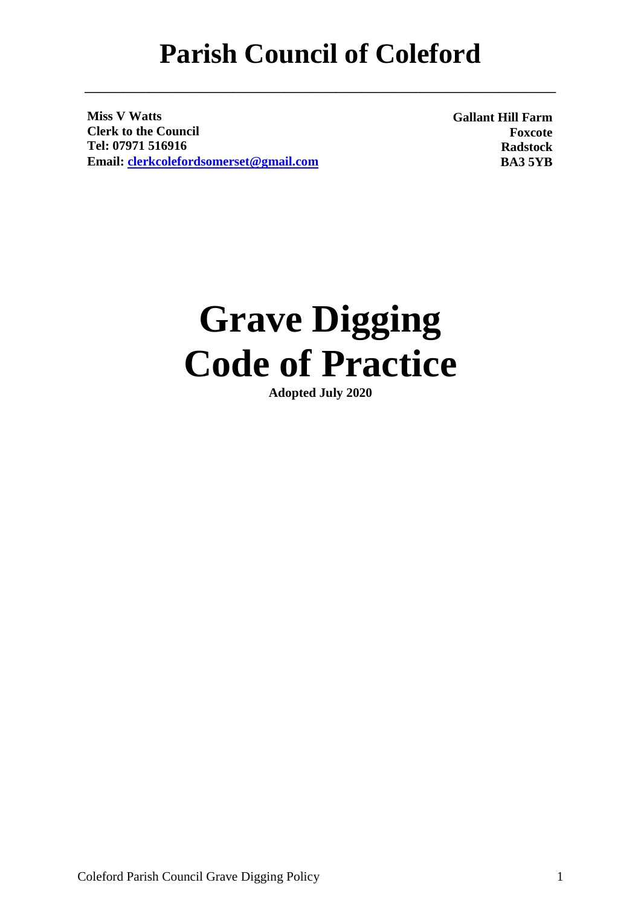# Parish Council of Coleford

---

**Miss V Watts**
**Clerk to the Council**
**Tel: 07971 516916**
**Email: clerkcolefordsomerset@gmail.com**

**Gallant Hill Farm**
**Foxcote**
**Radstock**
**BA3 5YB**

# Grave Digging Code of Practice

**Adopted July 2020**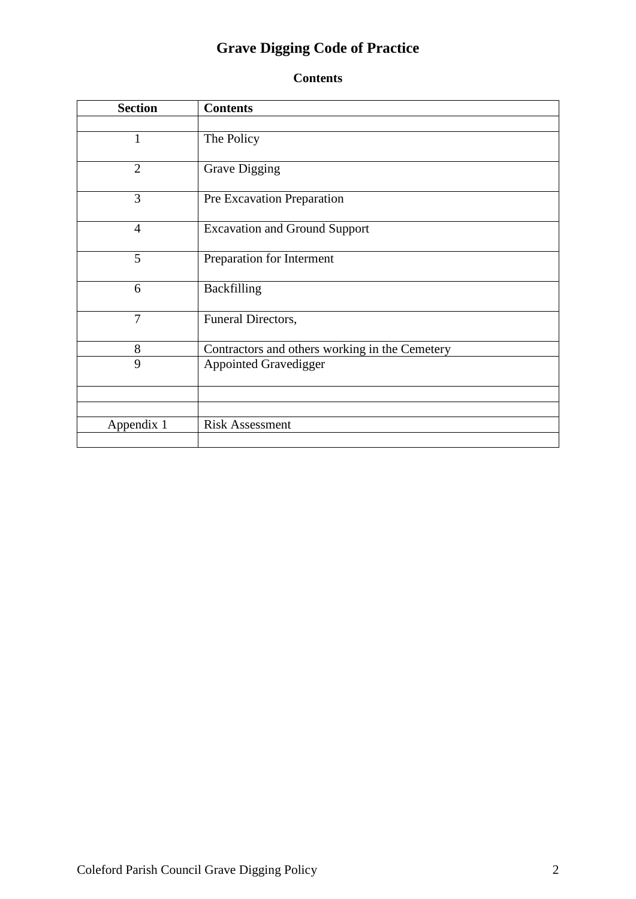# Grave Digging Code of Practice

## Contents

| Section | Contents |
|---|---|
| | |
| 1 | The Policy |
| 2 | Grave Digging |
| 3 | Pre Excavation Preparation |
| 4 | Excavation and Ground Support |
| 5 | Preparation for Interment |
| 6 | Backfilling |
| 7 | Funeral Directors, |
| 8 | Contractors and others working in the Cemetery |
| 9 | Appointed Gravedigger |
| | |
| | |
| Appendix 1 | Risk Assessment |
| | |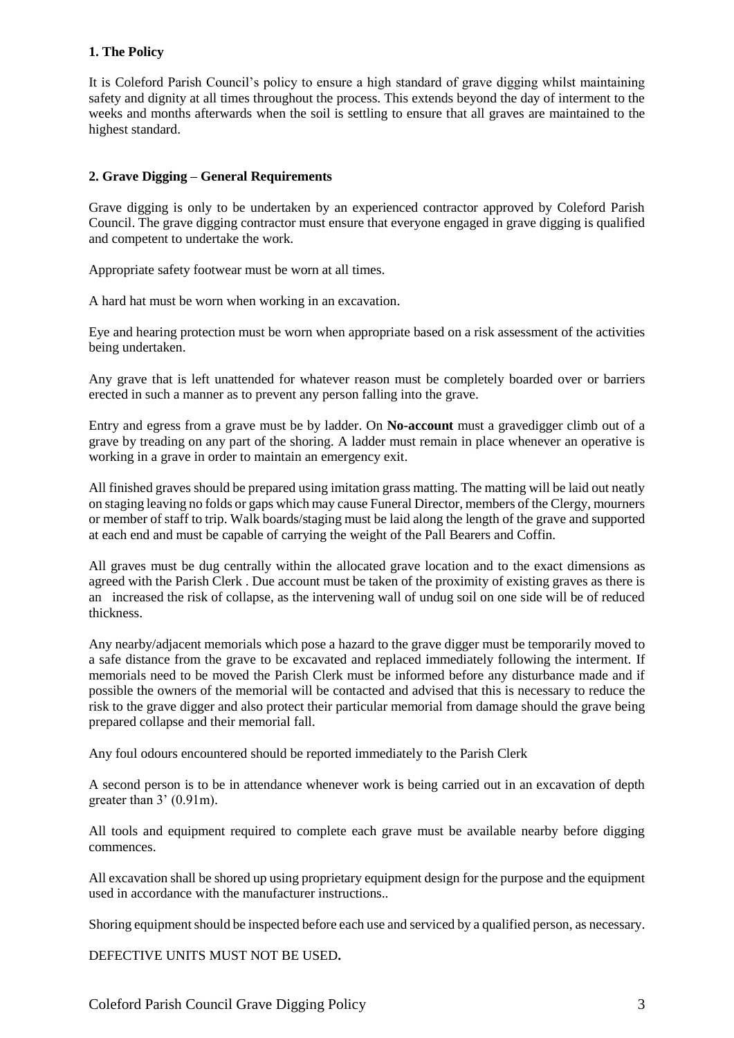## 1. The Policy

It is Coleford Parish Council's policy to ensure a high standard of grave digging whilst maintaining safety and dignity at all times throughout the process. This extends beyond the day of interment to the weeks and months afterwards when the soil is settling to ensure that all graves are maintained to the highest standard.

## 2. Grave Digging – General Requirements

Grave digging is only to be undertaken by an experienced contractor approved by Coleford Parish Council. The grave digging contractor must ensure that everyone engaged in grave digging is qualified and competent to undertake the work.

Appropriate safety footwear must be worn at all times.

A hard hat must be worn when working in an excavation.

Eye and hearing protection must be worn when appropriate based on a risk assessment of the activities being undertaken.

Any grave that is left unattended for whatever reason must be completely boarded over or barriers erected in such a manner as to prevent any person falling into the grave.

Entry and egress from a grave must be by ladder. On **No-account** must a gravedigger climb out of a grave by treading on any part of the shoring. A ladder must remain in place whenever an operative is working in a grave in order to maintain an emergency exit.

All finished graves should be prepared using imitation grass matting. The matting will be laid out neatly on staging leaving no folds or gaps which may cause Funeral Director, members of the Clergy, mourners or member of staff to trip. Walk boards/staging must be laid along the length of the grave and supported at each end and must be capable of carrying the weight of the Pall Bearers and Coffin.

All graves must be dug centrally within the allocated grave location and to the exact dimensions as agreed with the Parish Clerk . Due account must be taken of the proximity of existing graves as there is an increased the risk of collapse, as the intervening wall of undug soil on one side will be of reduced thickness.

Any nearby/adjacent memorials which pose a hazard to the grave digger must be temporarily moved to a safe distance from the grave to be excavated and replaced immediately following the interment. If memorials need to be moved the Parish Clerk must be informed before any disturbance made and if possible the owners of the memorial will be contacted and advised that this is necessary to reduce the risk to the grave digger and also protect their particular memorial from damage should the grave being prepared collapse and their memorial fall.

Any foul odours encountered should be reported immediately to the Parish Clerk

A second person is to be in attendance whenever work is being carried out in an excavation of depth greater than 3' (0.91m).

All tools and equipment required to complete each grave must be available nearby before digging commences.

All excavation shall be shored up using proprietary equipment design for the purpose and the equipment used in accordance with the manufacturer instructions..

Shoring equipment should be inspected before each use and serviced by a qualified person, as necessary.

DEFECTIVE UNITS MUST NOT BE USED**.**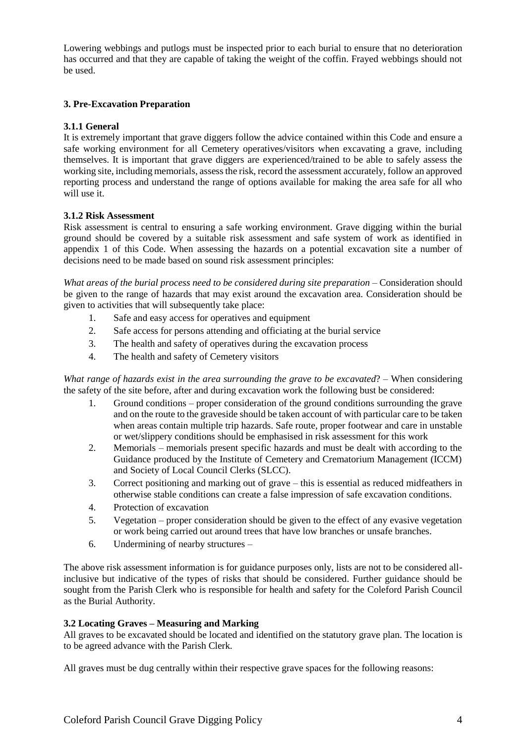Lowering webbings and putlogs must be inspected prior to each burial to ensure that no deterioration has occurred and that they are capable of taking the weight of the coffin. Frayed webbings should not be used.

### 3. Pre-Excavation Preparation

#### 3.1.1 General

It is extremely important that grave diggers follow the advice contained within this Code and ensure a safe working environment for all Cemetery operatives/visitors when excavating a grave, including themselves. It is important that grave diggers are experienced/trained to be able to safely assess the working site, including memorials, assess the risk, record the assessment accurately, follow an approved reporting process and understand the range of options available for making the area safe for all who will use it.

#### 3.1.2 Risk Assessment

Risk assessment is central to ensuring a safe working environment. Grave digging within the burial ground should be covered by a suitable risk assessment and safe system of work as identified in appendix 1 of this Code. When assessing the hazards on a potential excavation site a number of decisions need to be made based on sound risk assessment principles:

*What areas of the burial process need to be considered during site preparation* – Consideration should be given to the range of hazards that may exist around the excavation area. Consideration should be given to activities that will subsequently take place:

1. Safe and easy access for operatives and equipment
2. Safe access for persons attending and officiating at the burial service
3. The health and safety of operatives during the excavation process
4. The health and safety of Cemetery visitors

*What range of hazards exist in the area surrounding the grave to be excavated*? – When considering the safety of the site before, after and during excavation work the following bust be considered:

1. Ground conditions – proper consideration of the ground conditions surrounding the grave and on the route to the graveside should be taken account of with particular care to be taken when areas contain multiple trip hazards. Safe route, proper footwear and care in unstable or wet/slippery conditions should be emphasised in risk assessment for this work
2. Memorials – memorials present specific hazards and must be dealt with according to the Guidance produced by the Institute of Cemetery and Crematorium Management (ICCM) and Society of Local Council Clerks (SLCC).
3. Correct positioning and marking out of grave – this is essential as reduced midfeathers in otherwise stable conditions can create a false impression of safe excavation conditions.
4. Protection of excavation
5. Vegetation – proper consideration should be given to the effect of any evasive vegetation or work being carried out around trees that have low branches or unsafe branches.
6. Undermining of nearby structures –

The above risk assessment information is for guidance purposes only, lists are not to be considered all-inclusive but indicative of the types of risks that should be considered. Further guidance should be sought from the Parish Clerk who is responsible for health and safety for the Coleford Parish Council as the Burial Authority.

#### 3.2 Locating Graves – Measuring and Marking

All graves to be excavated should be located and identified on the statutory grave plan. The location is to be agreed advance with the Parish Clerk.

All graves must be dug centrally within their respective grave spaces for the following reasons: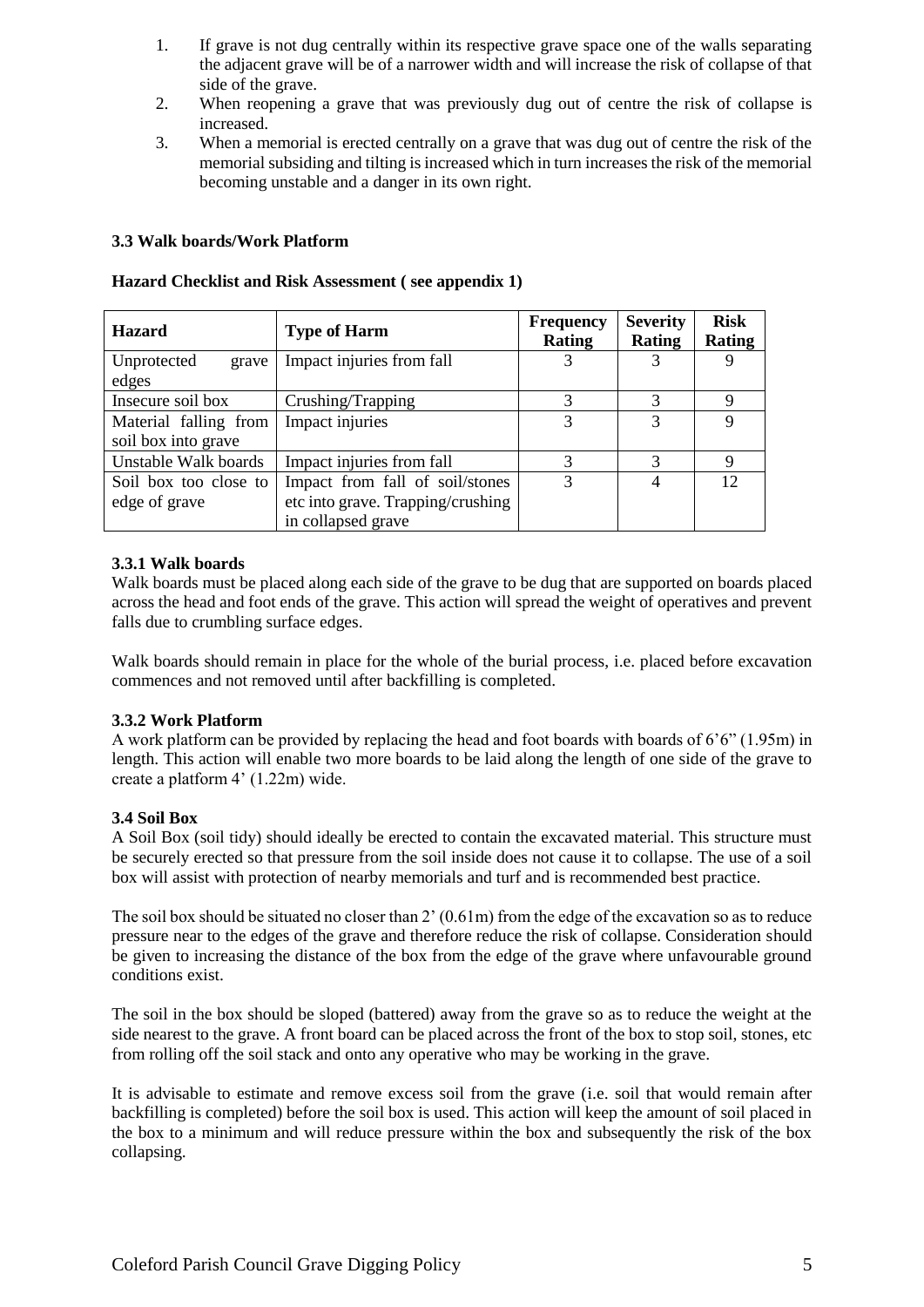1. If grave is not dug centrally within its respective grave space one of the walls separating the adjacent grave will be of a narrower width and will increase the risk of collapse of that side of the grave.
2. When reopening a grave that was previously dug out of centre the risk of collapse is increased.
3. When a memorial is erected centrally on a grave that was dug out of centre the risk of the memorial subsiding and tilting is increased which in turn increases the risk of the memorial becoming unstable and a danger in its own right.

### 3.3 Walk boards/Work Platform

**Hazard Checklist and Risk Assessment ( see appendix 1)**

| Hazard | Type of Harm | Frequency Rating | Severity Rating | Risk Rating |
|---|---|---|---|---|
| Unprotected grave edges | Impact injuries from fall | 3 | 3 | 9 |
| Insecure soil box | Crushing/Trapping | 3 | 3 | 9 |
| Material falling from soil box into grave | Impact injuries | 3 | 3 | 9 |
| Unstable Walk boards | Impact injuries from fall | 3 | 3 | 9 |
| Soil box too close to edge of grave | Impact from fall of soil/stones etc into grave. Trapping/crushing in collapsed grave | 3 | 4 | 12 |

#### 3.3.1 Walk boards

Walk boards must be placed along each side of the grave to be dug that are supported on boards placed across the head and foot ends of the grave. This action will spread the weight of operatives and prevent falls due to crumbling surface edges.

Walk boards should remain in place for the whole of the burial process, i.e. placed before excavation commences and not removed until after backfilling is completed.

#### 3.3.2 Work Platform

A work platform can be provided by replacing the head and foot boards with boards of 6'6" (1.95m) in length. This action will enable two more boards to be laid along the length of one side of the grave to create a platform 4' (1.22m) wide.

### 3.4 Soil Box

A Soil Box (soil tidy) should ideally be erected to contain the excavated material. This structure must be securely erected so that pressure from the soil inside does not cause it to collapse. The use of a soil box will assist with protection of nearby memorials and turf and is recommended best practice.

The soil box should be situated no closer than 2' (0.61m) from the edge of the excavation so as to reduce pressure near to the edges of the grave and therefore reduce the risk of collapse. Consideration should be given to increasing the distance of the box from the edge of the grave where unfavourable ground conditions exist.

The soil in the box should be sloped (battered) away from the grave so as to reduce the weight at the side nearest to the grave. A front board can be placed across the front of the box to stop soil, stones, etc from rolling off the soil stack and onto any operative who may be working in the grave.

It is advisable to estimate and remove excess soil from the grave (i.e. soil that would remain after backfilling is completed) before the soil box is used. This action will keep the amount of soil placed in the box to a minimum and will reduce pressure within the box and subsequently the risk of the box collapsing.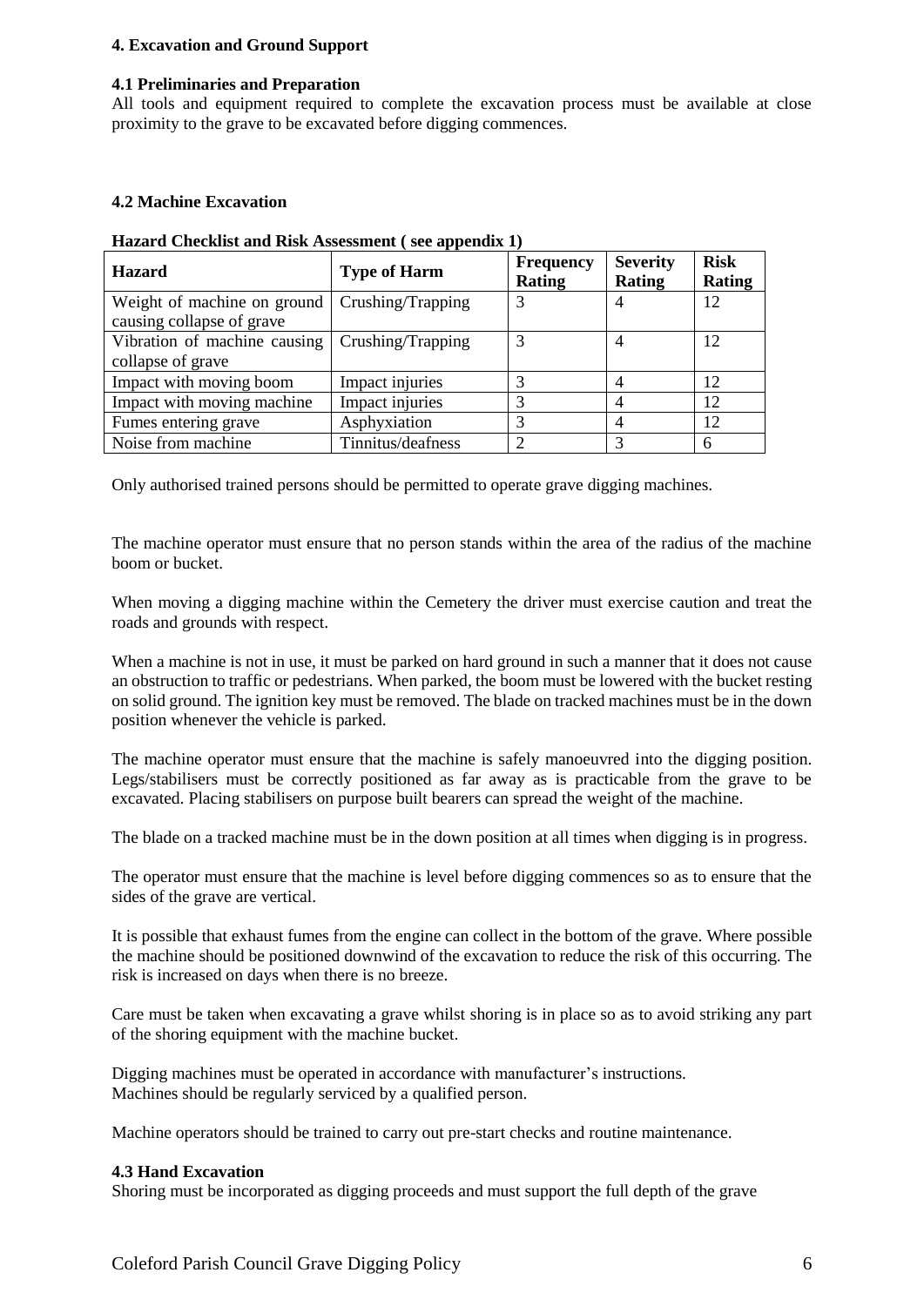#### 4. Excavation and Ground Support

#### 4.1 Preliminaries and Preparation

All tools and equipment required to complete the excavation process must be available at close proximity to the grave to be excavated before digging commences.

#### 4.2 Machine Excavation

**Hazard Checklist and Risk Assessment ( see appendix 1)**

| Hazard | Type of Harm | Frequency Rating | Severity Rating | Risk Rating |
|---|---|---|---|---|
| Weight of machine on ground causing collapse of grave | Crushing/Trapping | 3 | 4 | 12 |
| Vibration of machine causing collapse of grave | Crushing/Trapping | 3 | 4 | 12 |
| Impact with moving boom | Impact injuries | 3 | 4 | 12 |
| Impact with moving machine | Impact injuries | 3 | 4 | 12 |
| Fumes entering grave | Asphyxiation | 3 | 4 | 12 |
| Noise from machine | Tinnitus/deafness | 2 | 3 | 6 |

Only authorised trained persons should be permitted to operate grave digging machines.

The machine operator must ensure that no person stands within the area of the radius of the machine boom or bucket.

When moving a digging machine within the Cemetery the driver must exercise caution and treat the roads and grounds with respect.

When a machine is not in use, it must be parked on hard ground in such a manner that it does not cause an obstruction to traffic or pedestrians. When parked, the boom must be lowered with the bucket resting on solid ground. The ignition key must be removed. The blade on tracked machines must be in the down position whenever the vehicle is parked.

The machine operator must ensure that the machine is safely manoeuvred into the digging position. Legs/stabilisers must be correctly positioned as far away as is practicable from the grave to be excavated. Placing stabilisers on purpose built bearers can spread the weight of the machine.

The blade on a tracked machine must be in the down position at all times when digging is in progress.

The operator must ensure that the machine is level before digging commences so as to ensure that the sides of the grave are vertical.

It is possible that exhaust fumes from the engine can collect in the bottom of the grave. Where possible the machine should be positioned downwind of the excavation to reduce the risk of this occurring. The risk is increased on days when there is no breeze.

Care must be taken when excavating a grave whilst shoring is in place so as to avoid striking any part of the shoring equipment with the machine bucket.

Digging machines must be operated in accordance with manufacturer's instructions.
Machines should be regularly serviced by a qualified person.

Machine operators should be trained to carry out pre-start checks and routine maintenance.

#### 4.3 Hand Excavation

Shoring must be incorporated as digging proceeds and must support the full depth of the grave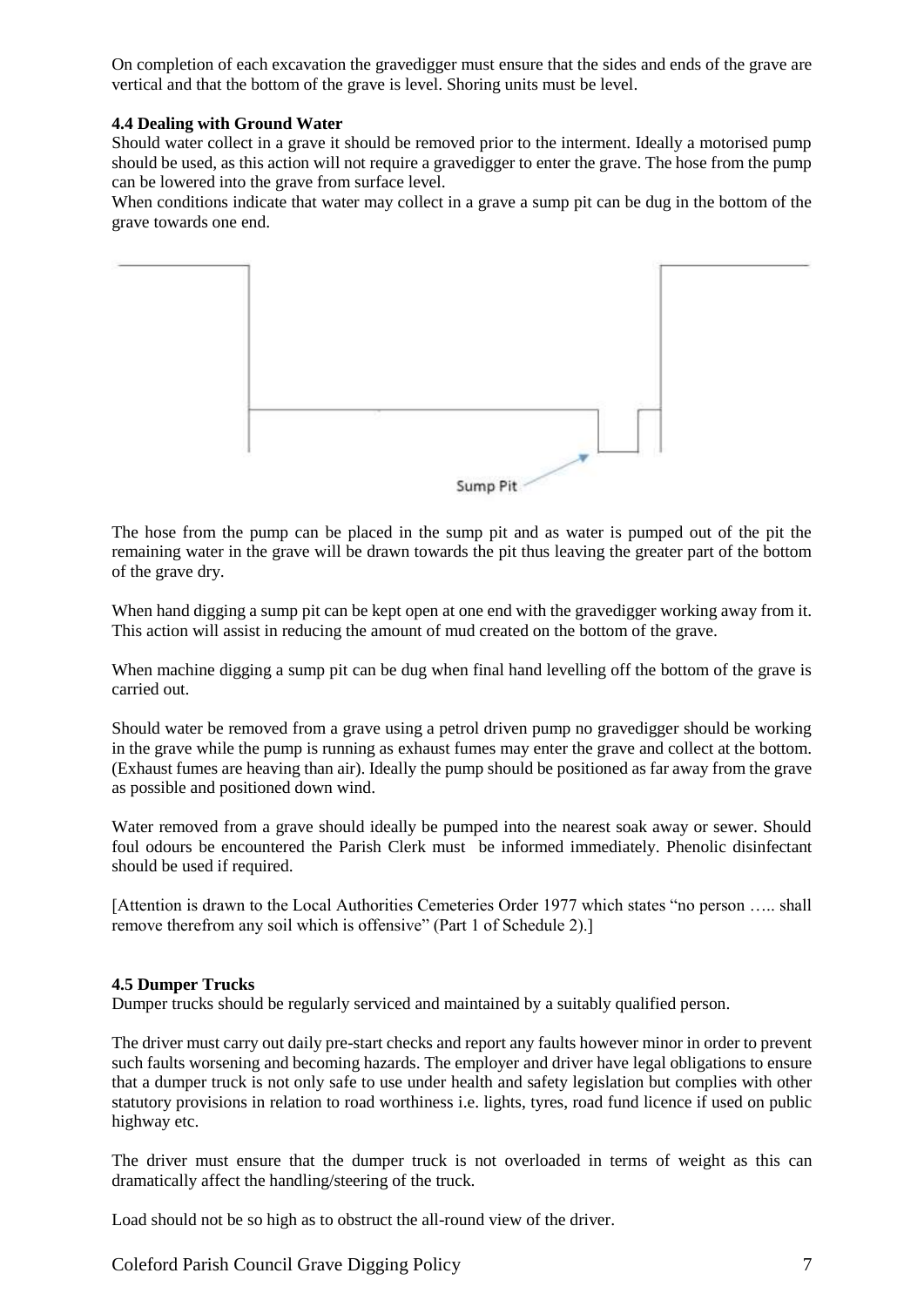On completion of each excavation the gravedigger must ensure that the sides and ends of the grave are vertical and that the bottom of the grave is level. Shoring units must be level.

**4.4 Dealing with Ground Water**

Should water collect in a grave it should be removed prior to the interment. Ideally a motorised pump should be used, as this action will not require a gravedigger to enter the grave. The hose from the pump can be lowered into the grave from surface level.

When conditions indicate that water may collect in a grave a sump pit can be dug in the bottom of the grave towards one end.

Sump Pit

The hose from the pump can be placed in the sump pit and as water is pumped out of the pit the remaining water in the grave will be drawn towards the pit thus leaving the greater part of the bottom of the grave dry.

When hand digging a sump pit can be kept open at one end with the gravedigger working away from it. This action will assist in reducing the amount of mud created on the bottom of the grave.

When machine digging a sump pit can be dug when final hand levelling off the bottom of the grave is carried out.

Should water be removed from a grave using a petrol driven pump no gravedigger should be working in the grave while the pump is running as exhaust fumes may enter the grave and collect at the bottom. (Exhaust fumes are heaving than air). Ideally the pump should be positioned as far away from the grave as possible and positioned down wind.

Water removed from a grave should ideally be pumped into the nearest soak away or sewer. Should foul odours be encountered the Parish Clerk must be informed immediately. Phenolic disinfectant should be used if required.

[Attention is drawn to the Local Authorities Cemeteries Order 1977 which states "no person ….. shall remove therefrom any soil which is offensive" (Part 1 of Schedule 2).]

**4.5 Dumper Trucks**

Dumper trucks should be regularly serviced and maintained by a suitably qualified person.

The driver must carry out daily pre-start checks and report any faults however minor in order to prevent such faults worsening and becoming hazards. The employer and driver have legal obligations to ensure that a dumper truck is not only safe to use under health and safety legislation but complies with other statutory provisions in relation to road worthiness i.e. lights, tyres, road fund licence if used on public highway etc.

The driver must ensure that the dumper truck is not overloaded in terms of weight as this can dramatically affect the handling/steering of the truck.

Load should not be so high as to obstruct the all-round view of the driver.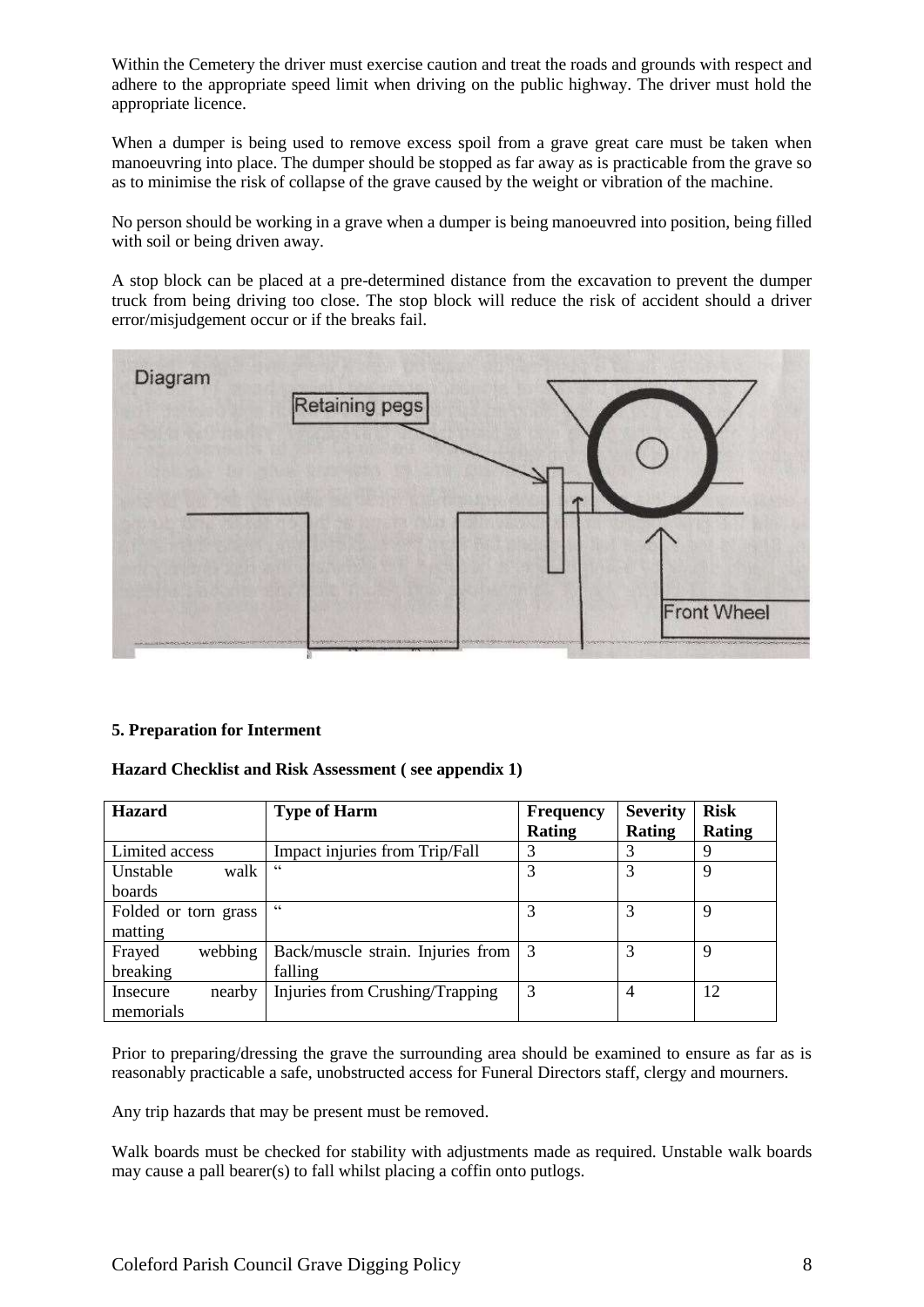Within the Cemetery the driver must exercise caution and treat the roads and grounds with respect and adhere to the appropriate speed limit when driving on the public highway. The driver must hold the appropriate licence.

When a dumper is being used to remove excess spoil from a grave great care must be taken when manoeuvring into place. The dumper should be stopped as far away as is practicable from the grave so as to minimise the risk of collapse of the grave caused by the weight or vibration of the machine.

No person should be working in a grave when a dumper is being manoeuvred into position, being filled with soil or being driven away.

A stop block can be placed at a pre-determined distance from the excavation to prevent the dumper truck from being driving too close. The stop block will reduce the risk of accident should a driver error/misjudgement occur or if the breaks fail.

Diagram

Retaining pegs

Front Wheel

**5. Preparation for Interment**

**Hazard Checklist and Risk Assessment ( see appendix 1)**

| Hazard | Type of Harm | Frequency Rating | Severity Rating | Risk Rating |
|---|---|---|---|---|
| Limited access | Impact injuries from Trip/Fall | 3 | 3 | 9 |
| Unstable walk boards | " | 3 | 3 | 9 |
| Folded or torn grass matting | " | 3 | 3 | 9 |
| Frayed webbing breaking | Back/muscle strain. Injuries from falling | 3 | 3 | 9 |
| Insecure nearby memorials | Injuries from Crushing/Trapping | 3 | 4 | 12 |

Prior to preparing/dressing the grave the surrounding area should be examined to ensure as far as is reasonably practicable a safe, unobstructed access for Funeral Directors staff, clergy and mourners.

Any trip hazards that may be present must be removed.

Walk boards must be checked for stability with adjustments made as required. Unstable walk boards may cause a pall bearer(s) to fall whilst placing a coffin onto putlogs.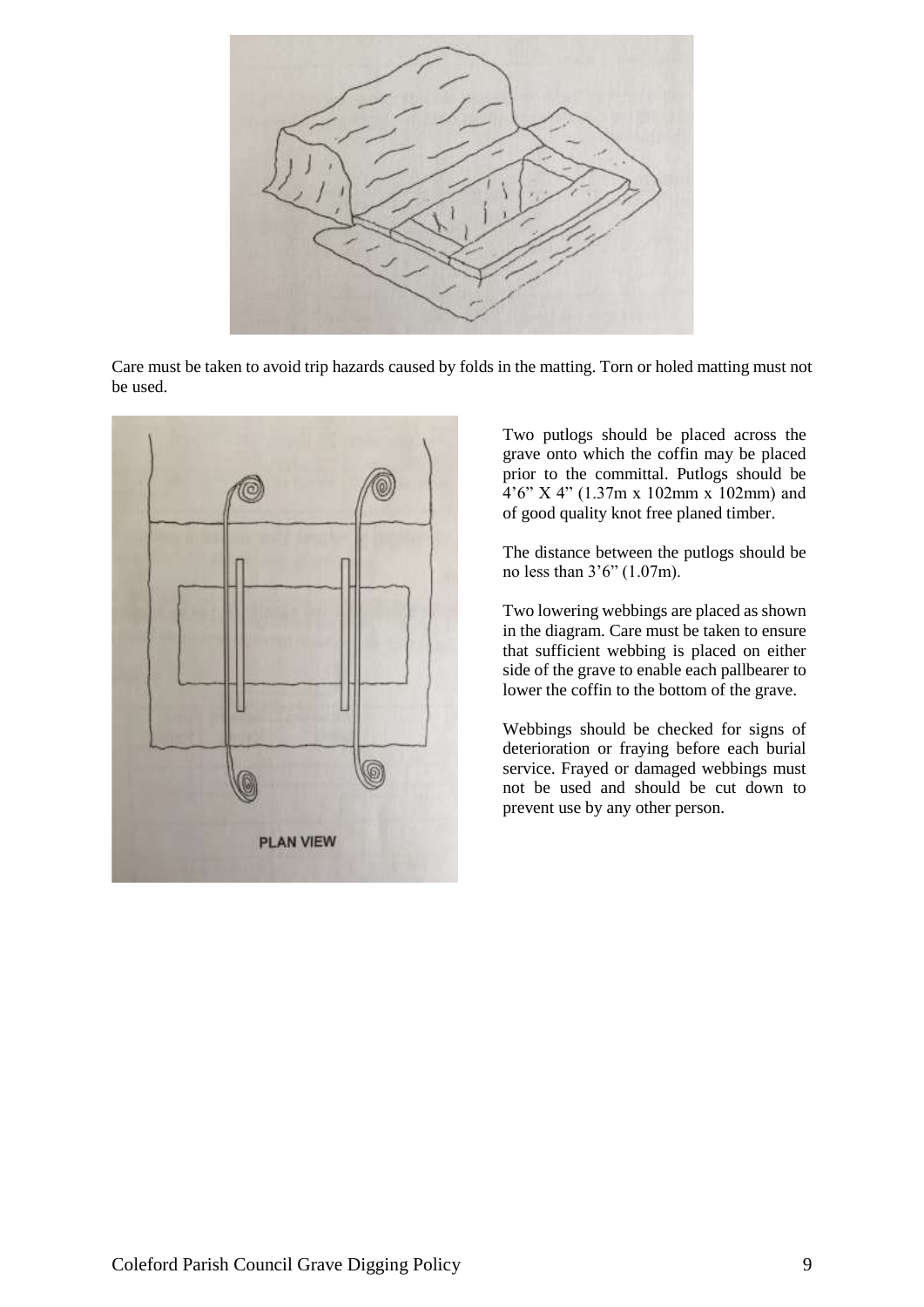Care must be taken to avoid trip hazards caused by folds in the matting. Torn or holed matting must not be used.

PLAN VIEW

Two putlogs should be placed across the grave onto which the coffin may be placed prior to the committal. Putlogs should be 4’6” X 4” (1.37m x 102mm x 102mm) and of good quality knot free planed timber.

The distance between the putlogs should be no less than 3’6” (1.07m).

Two lowering webbings are placed as shown in the diagram. Care must be taken to ensure that sufficient webbing is placed on either side of the grave to enable each pallbearer to lower the coffin to the bottom of the grave.

Webbings should be checked for signs of deterioration or fraying before each burial service. Frayed or damaged webbings must not be used and should be cut down to prevent use by any other person.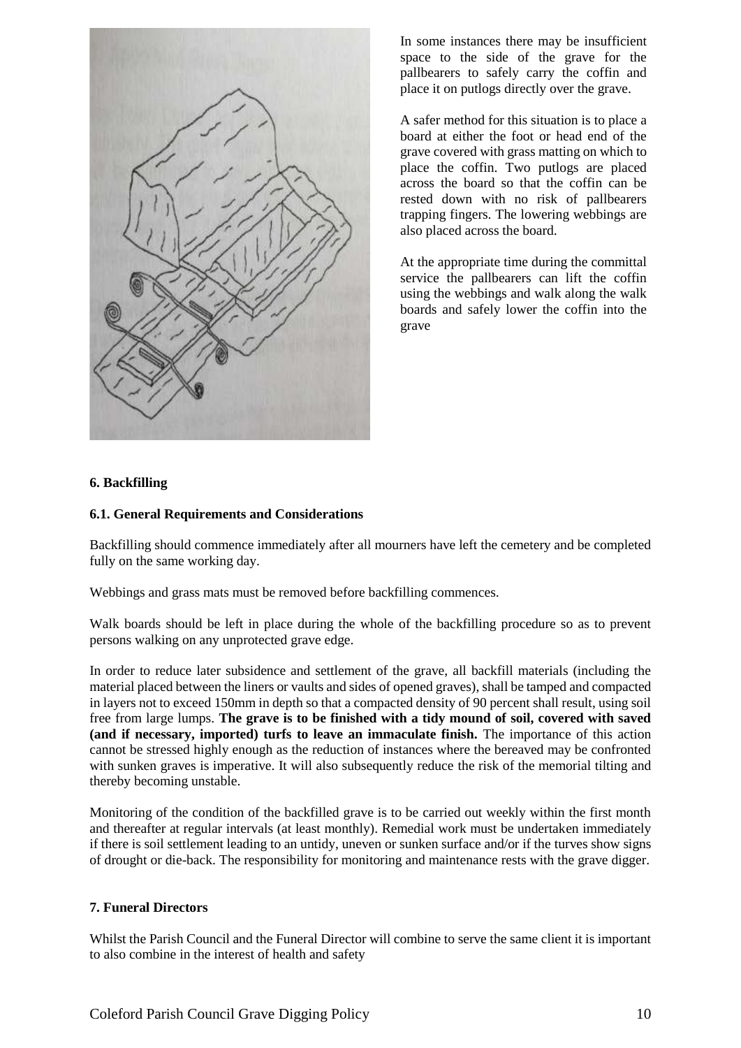In some instances there may be insufficient space to the side of the grave for the pallbearers to safely carry the coffin and place it on putlogs directly over the grave.

A safer method for this situation is to place a board at either the foot or head end of the grave covered with grass matting on which to place the coffin. Two putlogs are placed across the board so that the coffin can be rested down with no risk of pallbearers trapping fingers. The lowering webbings are also placed across the board.

At the appropriate time during the committal service the pallbearers can lift the coffin using the webbings and walk along the walk boards and safely lower the coffin into the grave

**6. Backfilling**

**6.1. General Requirements and Considerations**

Backfilling should commence immediately after all mourners have left the cemetery and be completed fully on the same working day.

Webbings and grass mats must be removed before backfilling commences.

Walk boards should be left in place during the whole of the backfilling procedure so as to prevent persons walking on any unprotected grave edge.

In order to reduce later subsidence and settlement of the grave, all backfill materials (including the material placed between the liners or vaults and sides of opened graves), shall be tamped and compacted in layers not to exceed 150mm in depth so that a compacted density of 90 percent shall result, using soil free from large lumps. **The grave is to be finished with a tidy mound of soil, covered with saved (and if necessary, imported) turfs to leave an immaculate finish.** The importance of this action cannot be stressed highly enough as the reduction of instances where the bereaved may be confronted with sunken graves is imperative. It will also subsequently reduce the risk of the memorial tilting and thereby becoming unstable.

Monitoring of the condition of the backfilled grave is to be carried out weekly within the first month and thereafter at regular intervals (at least monthly). Remedial work must be undertaken immediately if there is soil settlement leading to an untidy, uneven or sunken surface and/or if the turves show signs of drought or die-back. The responsibility for monitoring and maintenance rests with the grave digger.

**7. Funeral Directors**

Whilst the Parish Council and the Funeral Director will combine to serve the same client it is important to also combine in the interest of health and safety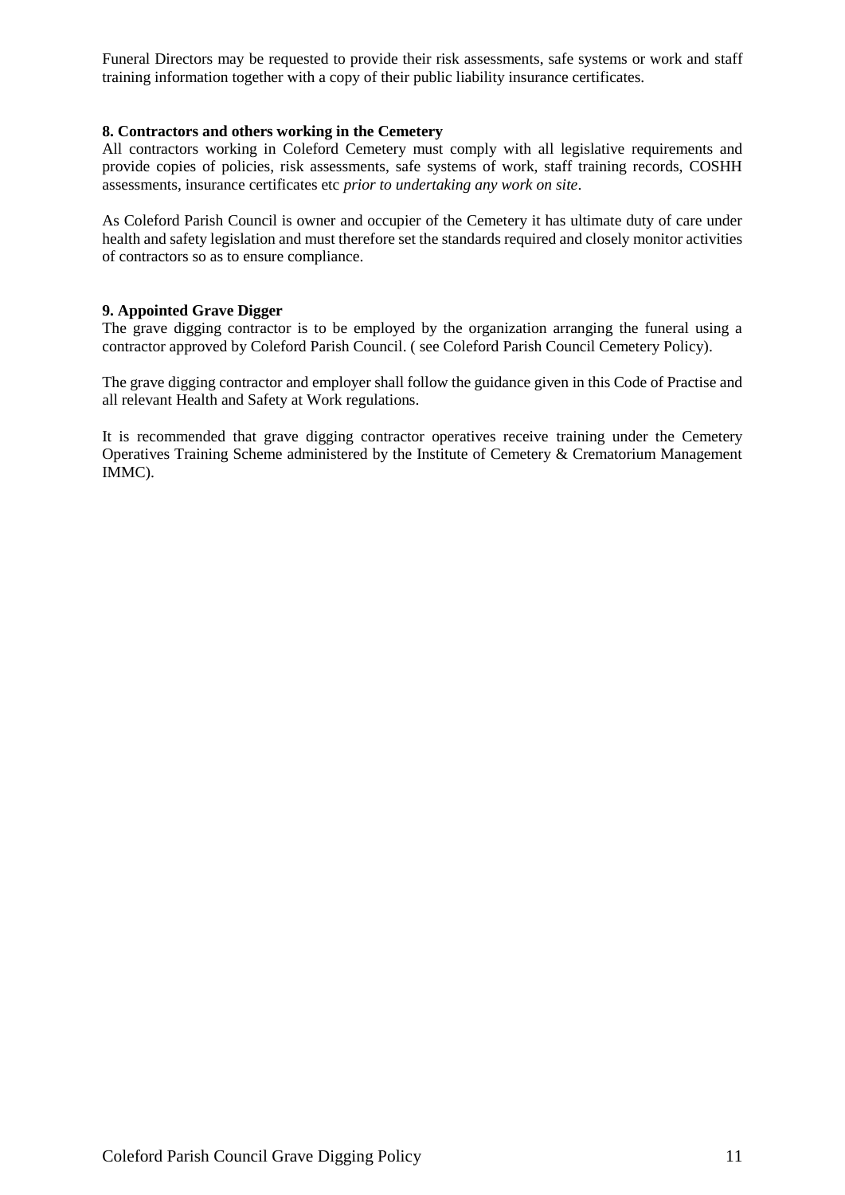Funeral Directors may be requested to provide their risk assessments, safe systems or work and staff training information together with a copy of their public liability insurance certificates.

**8. Contractors and others working in the Cemetery**

All contractors working in Coleford Cemetery must comply with all legislative requirements and provide copies of policies, risk assessments, safe systems of work, staff training records, COSHH assessments, insurance certificates etc *prior to undertaking any work on site*.

As Coleford Parish Council is owner and occupier of the Cemetery it has ultimate duty of care under health and safety legislation and must therefore set the standards required and closely monitor activities of contractors so as to ensure compliance.

**9. Appointed Grave Digger**

The grave digging contractor is to be employed by the organization arranging the funeral using a contractor approved by Coleford Parish Council. ( see Coleford Parish Council Cemetery Policy).

The grave digging contractor and employer shall follow the guidance given in this Code of Practise and all relevant Health and Safety at Work regulations.

It is recommended that grave digging contractor operatives receive training under the Cemetery Operatives Training Scheme administered by the Institute of Cemetery & Crematorium Management IMMC).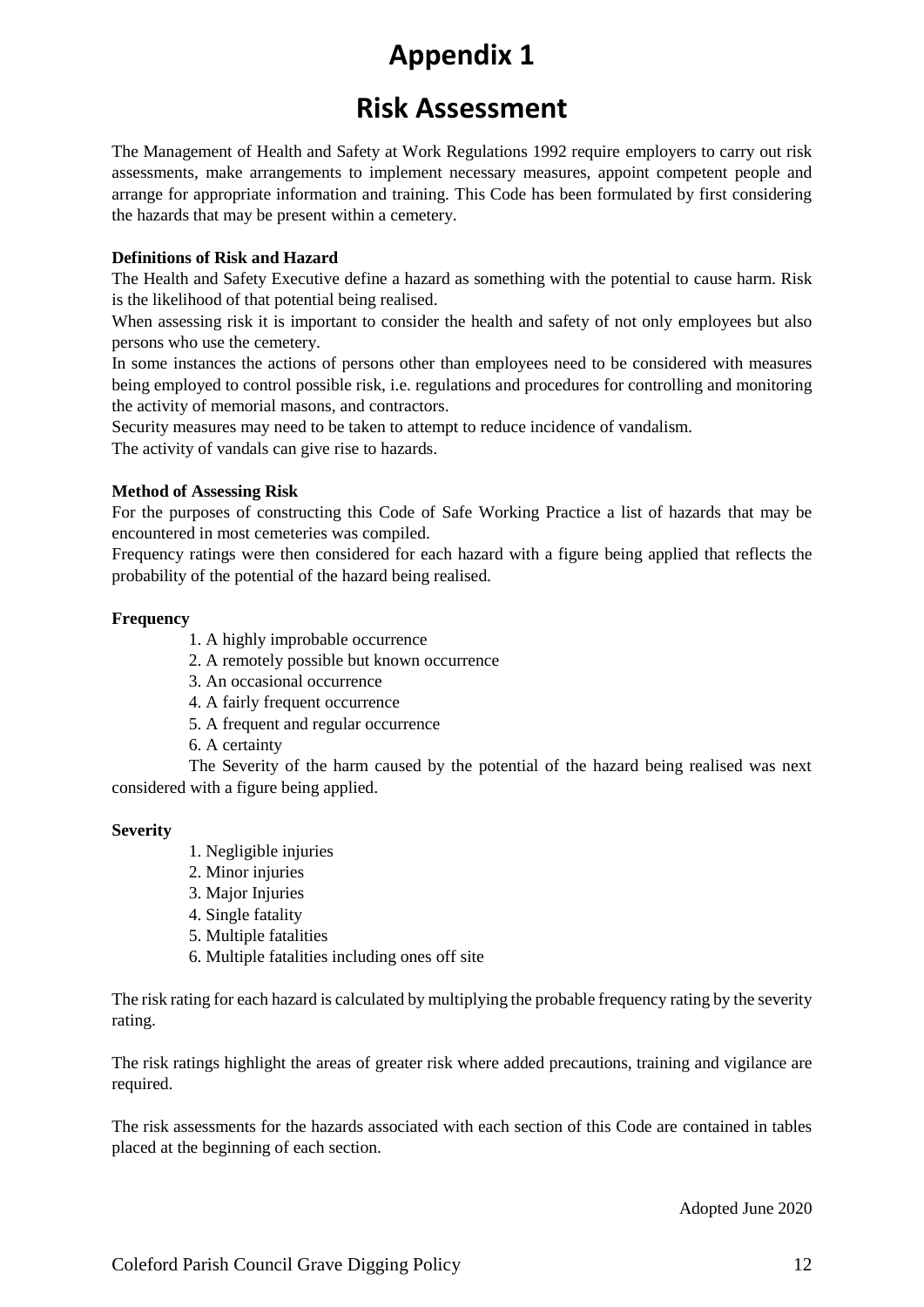# Appendix 1

# Risk Assessment

The Management of Health and Safety at Work Regulations 1992 require employers to carry out risk assessments, make arrangements to implement necessary measures, appoint competent people and arrange for appropriate information and training. This Code has been formulated by first considering the hazards that may be present within a cemetery.

**Definitions of Risk and Hazard**

The Health and Safety Executive define a hazard as something with the potential to cause harm. Risk is the likelihood of that potential being realised.

When assessing risk it is important to consider the health and safety of not only employees but also persons who use the cemetery.

In some instances the actions of persons other than employees need to be considered with measures being employed to control possible risk, i.e. regulations and procedures for controlling and monitoring the activity of memorial masons, and contractors.

Security measures may need to be taken to attempt to reduce incidence of vandalism.

The activity of vandals can give rise to hazards.

**Method of Assessing Risk**

For the purposes of constructing this Code of Safe Working Practice a list of hazards that may be encountered in most cemeteries was compiled.

Frequency ratings were then considered for each hazard with a figure being applied that reflects the probability of the potential of the hazard being realised.

**Frequency**

1. A highly improbable occurrence
2. A remotely possible but known occurrence
3. An occasional occurrence
4. A fairly frequent occurrence
5. A frequent and regular occurrence
6. A certainty

The Severity of the harm caused by the potential of the hazard being realised was next considered with a figure being applied.

**Severity**

1. Negligible injuries
2. Minor injuries
3. Major Injuries
4. Single fatality
5. Multiple fatalities
6. Multiple fatalities including ones off site

The risk rating for each hazard is calculated by multiplying the probable frequency rating by the severity rating.

The risk ratings highlight the areas of greater risk where added precautions, training and vigilance are required.

The risk assessments for the hazards associated with each section of this Code are contained in tables placed at the beginning of each section.

Adopted June 2020